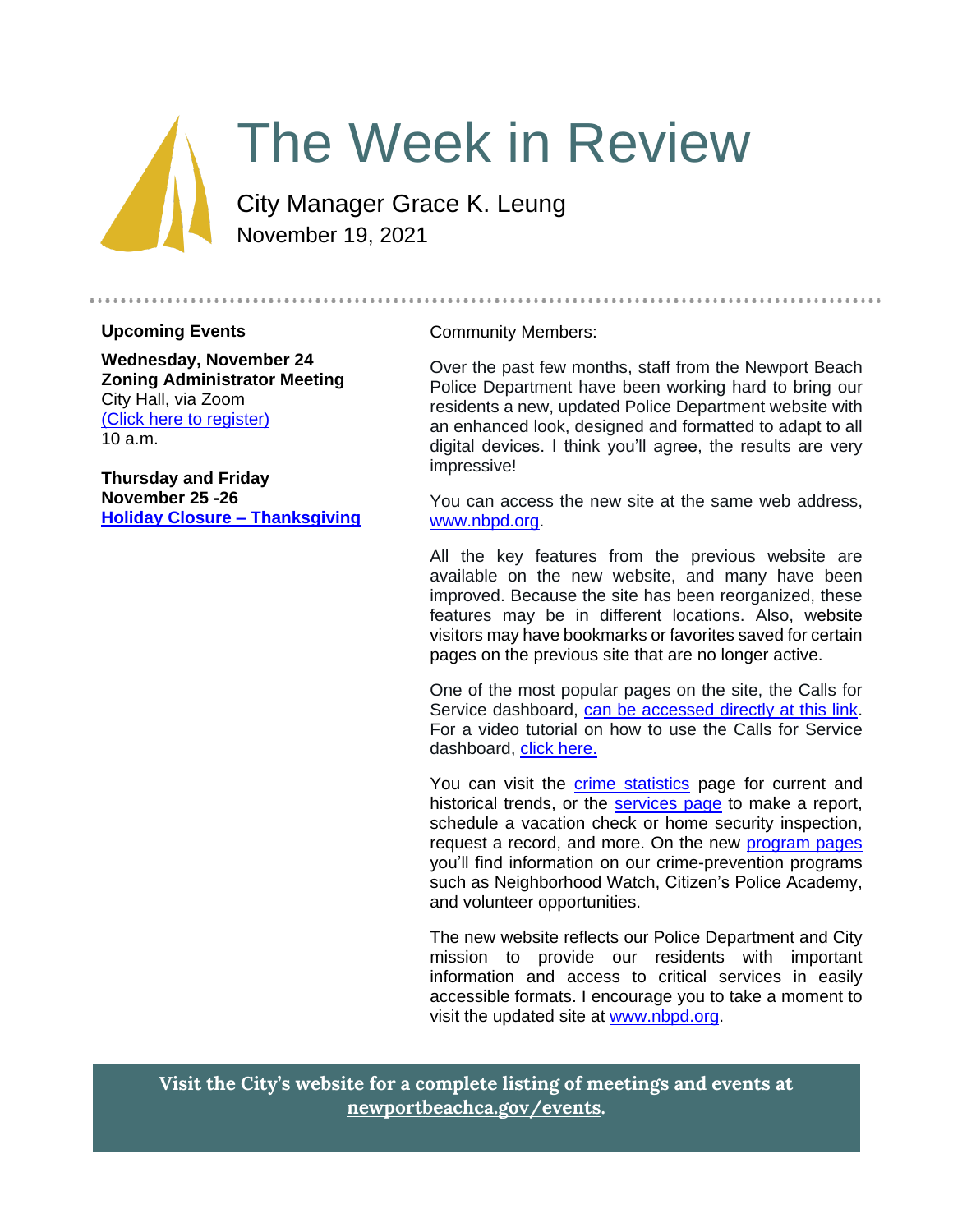# The Week in Review

City Manager Grace K. Leung

November 19, 2021

---

**Upcoming Events**

**Wednesday, November 24**
**Zoning Administrator Meeting**
City Hall, via Zoom
(Click here to register)
10 a.m.

**Thursday and Friday**
**November 25 -26**
**Holiday Closure – Thanksgiving**

Community Members:

Over the past few months, staff from the Newport Beach Police Department have been working hard to bring our residents a new, updated Police Department website with an enhanced look, designed and formatted to adapt to all digital devices. I think you'll agree, the results are very impressive!

You can access the new site at the same web address, www.nbpd.org.

All the key features from the previous website are available on the new website, and many have been improved. Because the site has been reorganized, these features may be in different locations. Also, website visitors may have bookmarks or favorites saved for certain pages on the previous site that are no longer active.

One of the most popular pages on the site, the Calls for Service dashboard, can be accessed directly at this link. For a video tutorial on how to use the Calls for Service dashboard, click here.

You can visit the crime statistics page for current and historical trends, or the services page to make a report, schedule a vacation check or home security inspection, request a record, and more. On the new program pages you'll find information on our crime-prevention programs such as Neighborhood Watch, Citizen's Police Academy, and volunteer opportunities.

The new website reflects our Police Department and City mission to provide our residents with important information and access to critical services in easily accessible formats. I encourage you to take a moment to visit the updated site at www.nbpd.org.

**Visit the City's website for a complete listing of meetings and events at newportbeachca.gov/events.**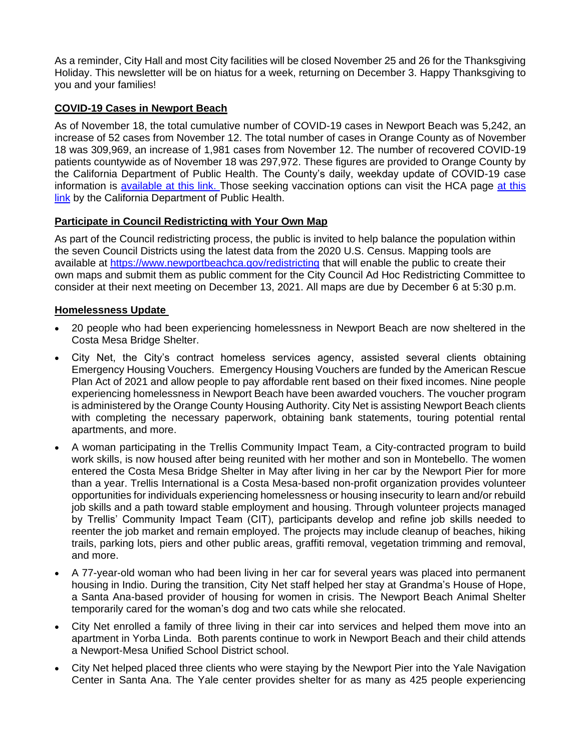As a reminder, City Hall and most City facilities will be closed November 25 and 26 for the Thanksgiving Holiday. This newsletter will be on hiatus for a week, returning on December 3. Happy Thanksgiving to you and your families!

## COVID-19 Cases in Newport Beach

As of November 18, the total cumulative number of COVID-19 cases in Newport Beach was 5,242, an increase of 52 cases from November 12. The total number of cases in Orange County as of November 18 was 309,969, an increase of 1,981 cases from November 12. The number of recovered COVID-19 patients countywide as of November 18 was 297,972. These figures are provided to Orange County by the California Department of Public Health. The County's daily, weekday update of COVID-19 case information is [available at this link.](#) Those seeking vaccination options can visit the HCA page [at this link](#) by the California Department of Public Health.

## Participate in Council Redistricting with Your Own Map

As part of the Council redistricting process, the public is invited to help balance the population within the seven Council Districts using the latest data from the 2020 U.S. Census. Mapping tools are available at [https://www.newportbeachca.gov/redistricting](https://www.newportbeachca.gov/redistricting) that will enable the public to create their own maps and submit them as public comment for the City Council Ad Hoc Redistricting Committee to consider at their next meeting on December 13, 2021. All maps are due by December 6 at 5:30 p.m.

## Homelessness Update

- 20 people who had been experiencing homelessness in Newport Beach are now sheltered in the Costa Mesa Bridge Shelter.
- City Net, the City's contract homeless services agency, assisted several clients obtaining Emergency Housing Vouchers. Emergency Housing Vouchers are funded by the American Rescue Plan Act of 2021 and allow people to pay affordable rent based on their fixed incomes. Nine people experiencing homelessness in Newport Beach have been awarded vouchers. The voucher program is administered by the Orange County Housing Authority. City Net is assisting Newport Beach clients with completing the necessary paperwork, obtaining bank statements, touring potential rental apartments, and more.
- A woman participating in the Trellis Community Impact Team, a City-contracted program to build work skills, is now housed after being reunited with her mother and son in Montebello. The women entered the Costa Mesa Bridge Shelter in May after living in her car by the Newport Pier for more than a year. Trellis International is a Costa Mesa-based non-profit organization provides volunteer opportunities for individuals experiencing homelessness or housing insecurity to learn and/or rebuild job skills and a path toward stable employment and housing. Through volunteer projects managed by Trellis' Community Impact Team (CIT), participants develop and refine job skills needed to reenter the job market and remain employed. The projects may include cleanup of beaches, hiking trails, parking lots, piers and other public areas, graffiti removal, vegetation trimming and removal, and more.
- A 77-year-old woman who had been living in her car for several years was placed into permanent housing in Indio. During the transition, City Net staff helped her stay at Grandma's House of Hope, a Santa Ana-based provider of housing for women in crisis. The Newport Beach Animal Shelter temporarily cared for the woman's dog and two cats while she relocated.
- City Net enrolled a family of three living in their car into services and helped them move into an apartment in Yorba Linda. Both parents continue to work in Newport Beach and their child attends a Newport-Mesa Unified School District school.
- City Net helped placed three clients who were staying by the Newport Pier into the Yale Navigation Center in Santa Ana. The Yale center provides shelter for as many as 425 people experiencing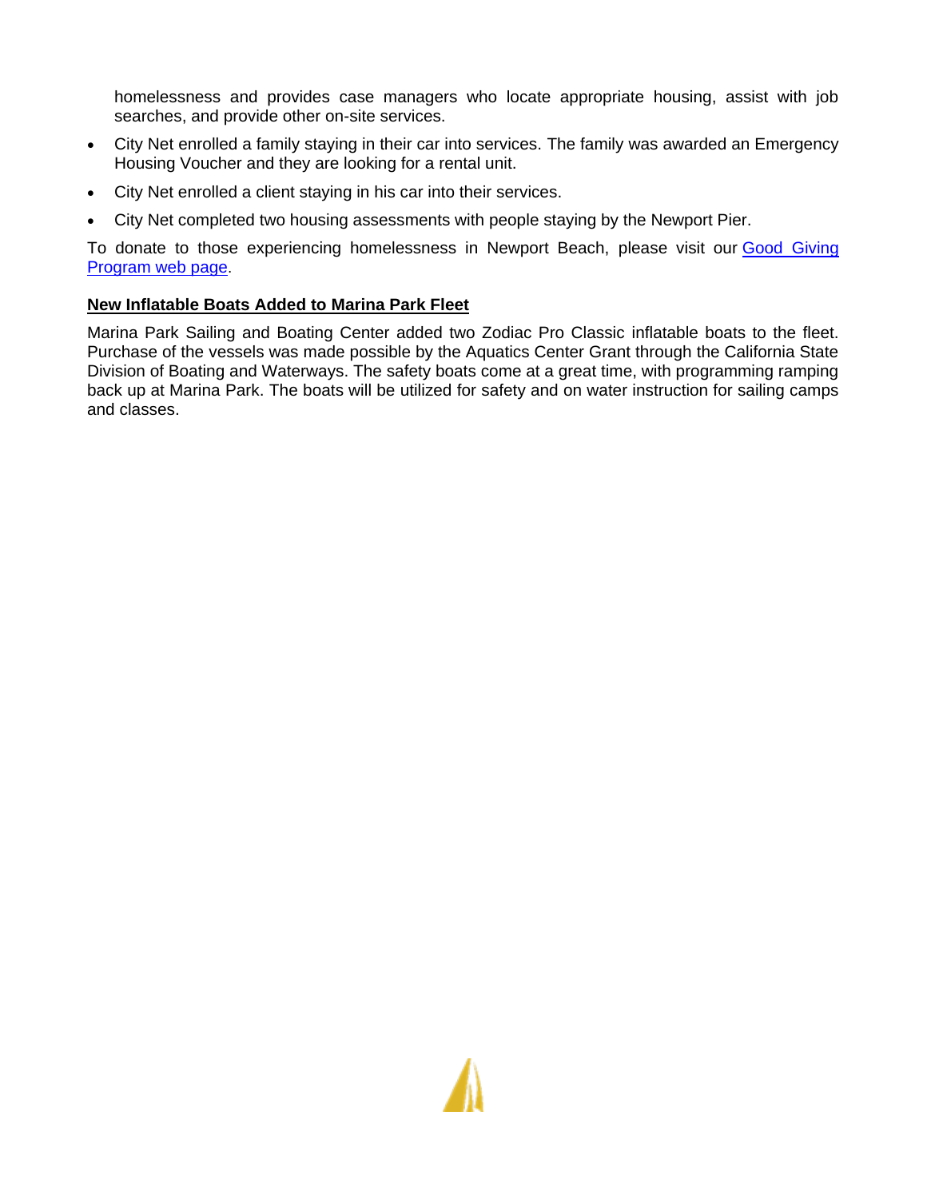homelessness and provides case managers who locate appropriate housing, assist with job searches, and provide other on-site services.

- City Net enrolled a family staying in their car into services. The family was awarded an Emergency Housing Voucher and they are looking for a rental unit.
- City Net enrolled a client staying in his car into their services.
- City Net completed two housing assessments with people staying by the Newport Pier.

To donate to those experiencing homelessness in Newport Beach, please visit our Good Giving Program web page.

**New Inflatable Boats Added to Marina Park Fleet**

Marina Park Sailing and Boating Center added two Zodiac Pro Classic inflatable boats to the fleet. Purchase of the vessels was made possible by the Aquatics Center Grant through the California State Division of Boating and Waterways. The safety boats come at a great time, with programming ramping back up at Marina Park. The boats will be utilized for safety and on water instruction for sailing camps and classes.